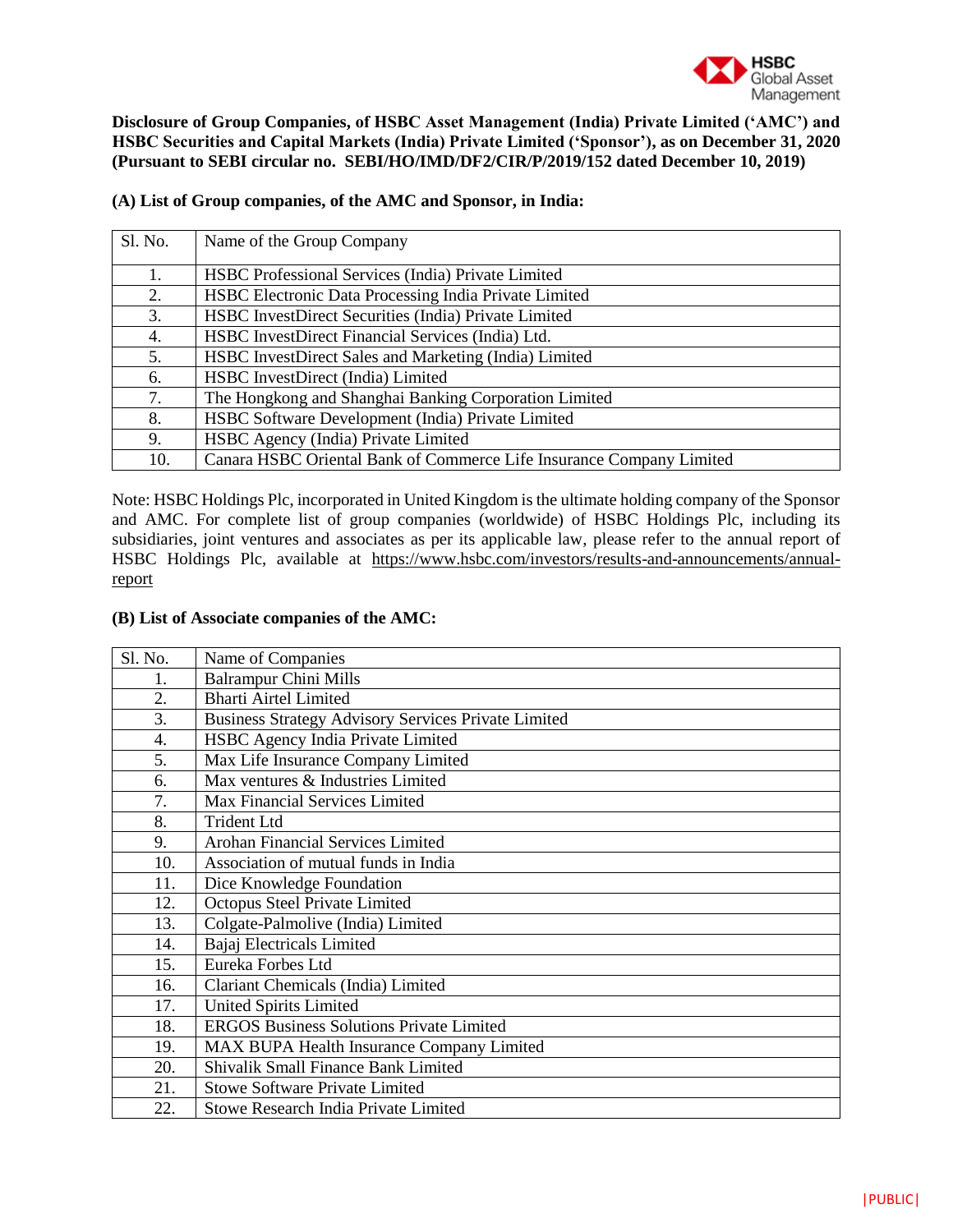**Disclosure of Group Companies, of HSBC Asset Management (India) Private Limited ('AMC') and HSBC Securities and Capital Markets (India) Private Limited ('Sponsor'), as on December 31, 2020 (Pursuant to SEBI circular no. SEBI/HO/IMD/DF2/CIR/P/2019/152 dated December 10, 2019)**

**(A) List of Group companies, of the AMC and Sponsor, in India:**

| Sl. No. | Name of the Group Company |
|---|---|
| 1. | HSBC Professional Services (India) Private Limited |
| 2. | HSBC Electronic Data Processing India Private Limited |
| 3. | HSBC InvestDirect Securities (India) Private Limited |
| 4. | HSBC InvestDirect Financial Services (India) Ltd. |
| 5. | HSBC InvestDirect Sales and Marketing (India) Limited |
| 6. | HSBC InvestDirect (India) Limited |
| 7. | The Hongkong and Shanghai Banking Corporation Limited |
| 8. | HSBC Software Development (India) Private Limited |
| 9. | HSBC Agency (India) Private Limited |
| 10. | Canara HSBC Oriental Bank of Commerce Life Insurance Company Limited |

Note: HSBC Holdings Plc, incorporated in United Kingdom is the ultimate holding company of the Sponsor and AMC. For complete list of group companies (worldwide) of HSBC Holdings Plc, including its subsidiaries, joint ventures and associates as per its applicable law, please refer to the annual report of HSBC Holdings Plc, available at https://www.hsbc.com/investors/results-and-announcements/annual-report

**(B) List of Associate companies of the AMC:**

| Sl. No. | Name of Companies |
|---|---|
| 1. | Balrampur Chini Mills |
| 2. | Bharti Airtel Limited |
| 3. | Business Strategy Advisory Services Private Limited |
| 4. | HSBC Agency India Private Limited |
| 5. | Max Life Insurance Company Limited |
| 6. | Max ventures & Industries Limited |
| 7. | Max Financial Services Limited |
| 8. | Trident Ltd |
| 9. | Arohan Financial Services Limited |
| 10. | Association of mutual funds in India |
| 11. | Dice Knowledge Foundation |
| 12. | Octopus Steel Private Limited |
| 13. | Colgate-Palmolive (India) Limited |
| 14. | Bajaj Electricals Limited |
| 15. | Eureka Forbes Ltd |
| 16. | Clariant Chemicals (India) Limited |
| 17. | United Spirits Limited |
| 18. | ERGOS Business Solutions Private Limited |
| 19. | MAX BUPA Health Insurance Company Limited |
| 20. | Shivalik Small Finance Bank Limited |
| 21. | Stowe Software Private Limited |
| 22. | Stowe Research India Private Limited |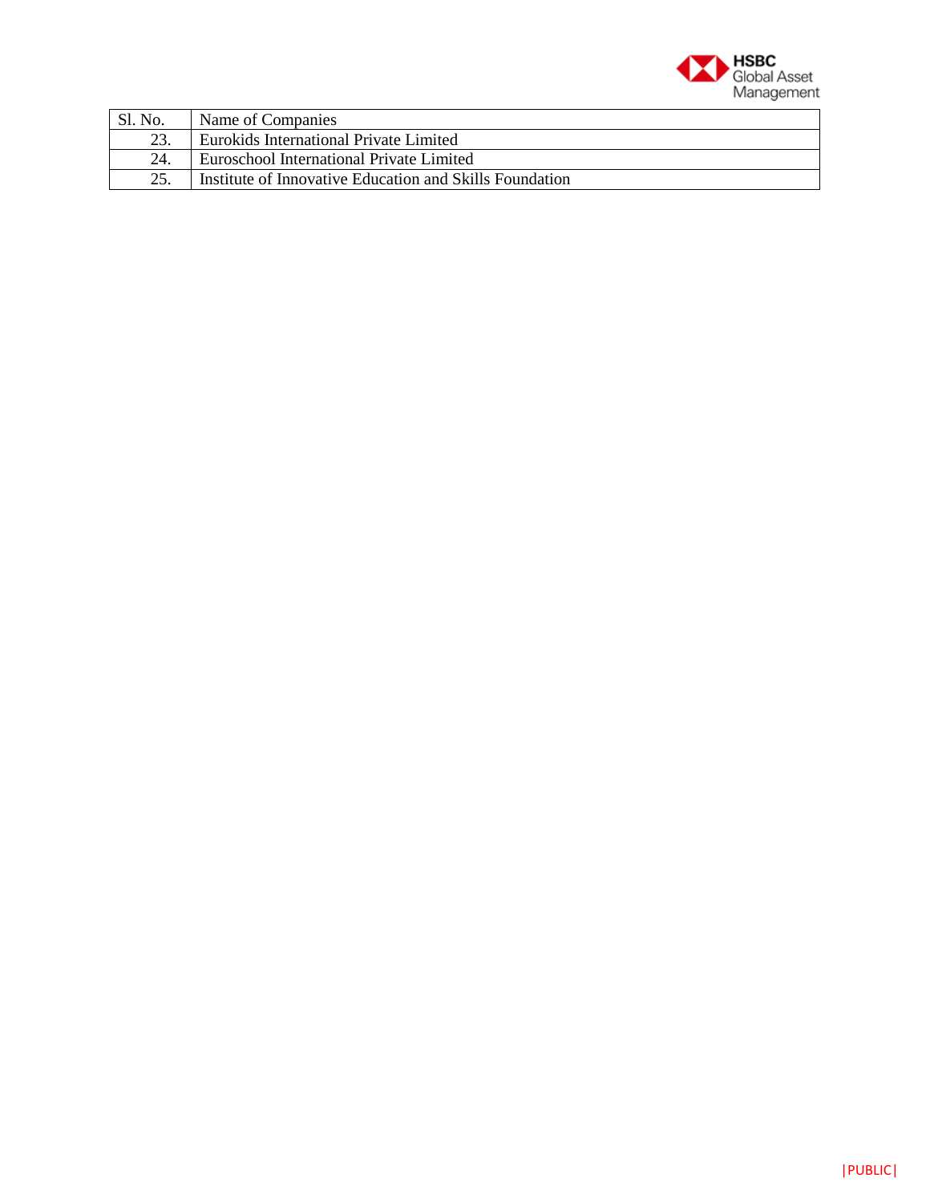| Sl. No. | Name of Companies |
|---|---|
| 23. | Eurokids International Private Limited |
| 24. | Euroschool International Private Limited |
| 25. | Institute of Innovative Education and Skills Foundation |